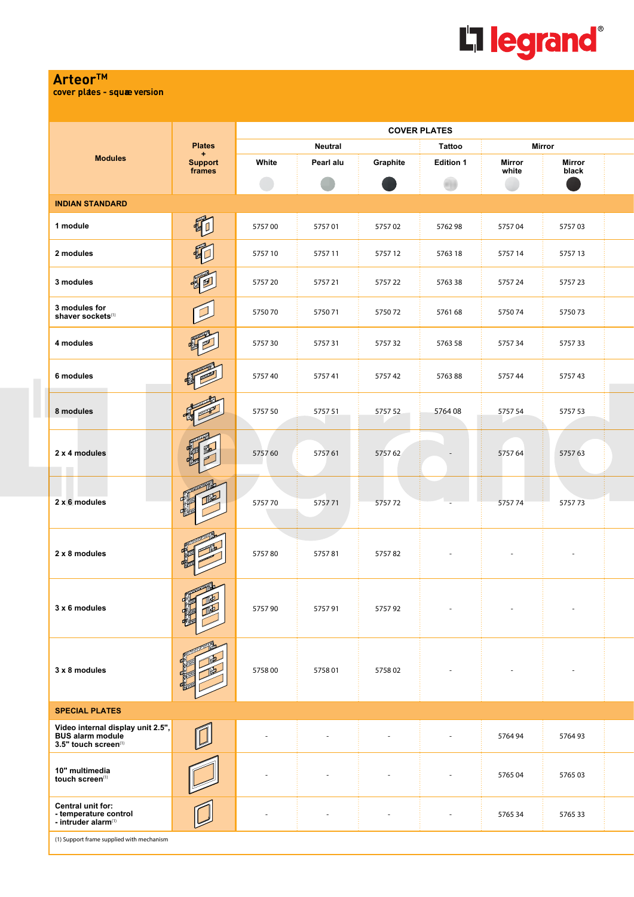# Arteor™

cover plates - square version

| Modules | Plates + Support frames | COVER PLATES | | | | | |
|---|---|---|---|---|---|---|---|
| | | Neutral | | | Tattoo | Mirror | |
| | | White | Pearl alu | Graphite | Edition 1 | Mirror white | Mirror black |
| **INDIAN STANDARD** | | | | | | | |
| **1 module** | | 5757 00 | 5757 01 | 5757 02 | 5762 98 | 5757 04 | 5757 03 |
| **2 modules** | | 5757 10 | 5757 11 | 5757 12 | 5763 18 | 5757 14 | 5757 13 |
| **3 modules** | | 5757 20 | 5757 21 | 5757 22 | 5763 38 | 5757 24 | 5757 23 |
| **3 modules for shaver sockets**(1) | | 5750 70 | 5750 71 | 5750 72 | 5761 68 | 5750 74 | 5750 73 |
| **4 modules** | | 5757 30 | 5757 31 | 5757 32 | 5763 58 | 5757 34 | 5757 33 |
| **6 modules** | | 5757 40 | 5757 41 | 5757 42 | 5763 88 | 5757 44 | 5757 43 |
| **8 modules** | | 5757 50 | 5757 51 | 5757 52 | 5764 08 | 5757 54 | 5757 53 |
| **2 x 4 modules** | | 5757 60 | 5757 61 | 5757 62 | - | 5757 64 | 5757 63 |
| **2 x 6 modules** | | 5757 70 | 5757 71 | 5757 72 | - | 5757 74 | 5757 73 |
| **2 x 8 modules** | | 5757 80 | 5757 81 | 5757 82 | - | - | - |
| **3 x 6 modules** | | 5757 90 | 5757 91 | 5757 92 | - | - | - |
| **3 x 8 modules** | | 5758 00 | 5758 01 | 5758 02 | - | - | - |
| **SPECIAL PLATES** | | | | | | | |
| **Video internal display unit 2.5", BUS alarm module 3.5" touch screen**(1) | | - | - | - | - | 5764 94 | 5764 93 |
| **10" multimedia touch screen**(1) | | - | - | - | - | 5765 04 | 5765 03 |
| **Central unit for: - temperature control - intruder alarm**(1) | | - | - | - | - | 5765 34 | 5765 33 |

(1) Support frame supplied with mechanism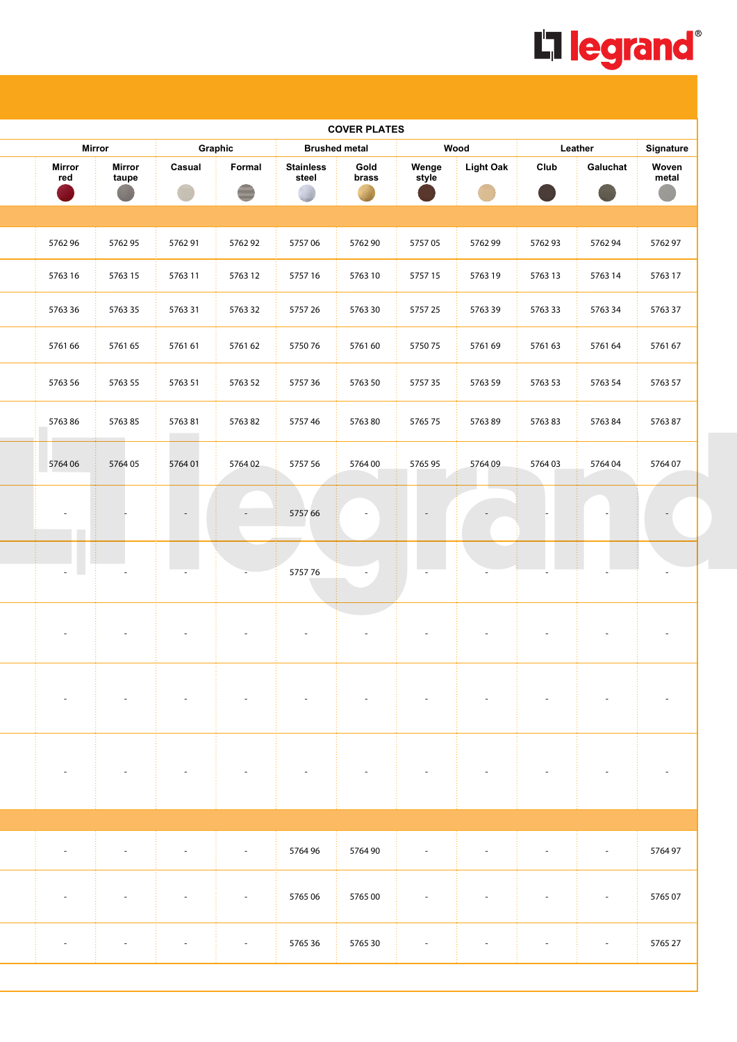| COVER PLATES | | | | | | | | | | |
|---|---|---|---|---|---|---|---|---|---|---|
| Mirror | | Graphic | | Brushed metal | | Wood | | Leather | | Signature |
| Mirror red | Mirror taupe | Casual | Formal | Stainless steel | Gold brass | Wenge style | Light Oak | Club | Galuchat | Woven metal |
| | | | | | | | | | | |
| 5762 96 | 5762 95 | 5762 91 | 5762 92 | 5757 06 | 5762 90 | 5757 05 | 5762 99 | 5762 93 | 5762 94 | 5762 97 |
| 5763 16 | 5763 15 | 5763 11 | 5763 12 | 5757 16 | 5763 10 | 5757 15 | 5763 19 | 5763 13 | 5763 14 | 5763 17 |
| 5763 36 | 5763 35 | 5763 31 | 5763 32 | 5757 26 | 5763 30 | 5757 25 | 5763 39 | 5763 33 | 5763 34 | 5763 37 |
| 5761 66 | 5761 65 | 5761 61 | 5761 62 | 5750 76 | 5761 60 | 5750 75 | 5761 69 | 5761 63 | 5761 64 | 5761 67 |
| 5763 56 | 5763 55 | 5763 51 | 5763 52 | 5757 36 | 5763 50 | 5757 35 | 5763 59 | 5763 53 | 5763 54 | 5763 57 |
| 5763 86 | 5763 85 | 5763 81 | 5763 82 | 5757 46 | 5763 80 | 5765 75 | 5763 89 | 5763 83 | 5763 84 | 5763 87 |
| 5764 06 | 5764 05 | 5764 01 | 5764 02 | 5757 56 | 5764 00 | 5765 95 | 5764 09 | 5764 03 | 5764 04 | 5764 07 |
| - | - | - | - | 5757 66 | - | - | - | - | - | - |
| - | - | - | - | 5757 76 | - | - | - | - | - | - |
| - | - | - | - | - | - | - | - | - | - | - |
| - | - | - | - | - | - | - | - | - | - | - |
| - | - | - | - | - | - | - | - | - | - | - |
| | | | | | | | | | | |
| - | - | - | - | 5764 96 | 5764 90 | - | - | - | - | 5764 97 |
| - | - | - | - | 5765 06 | 5765 00 | - | - | - | - | 5765 07 |
| - | - | - | - | 5765 36 | 5765 30 | - | - | - | - | 5765 27 |